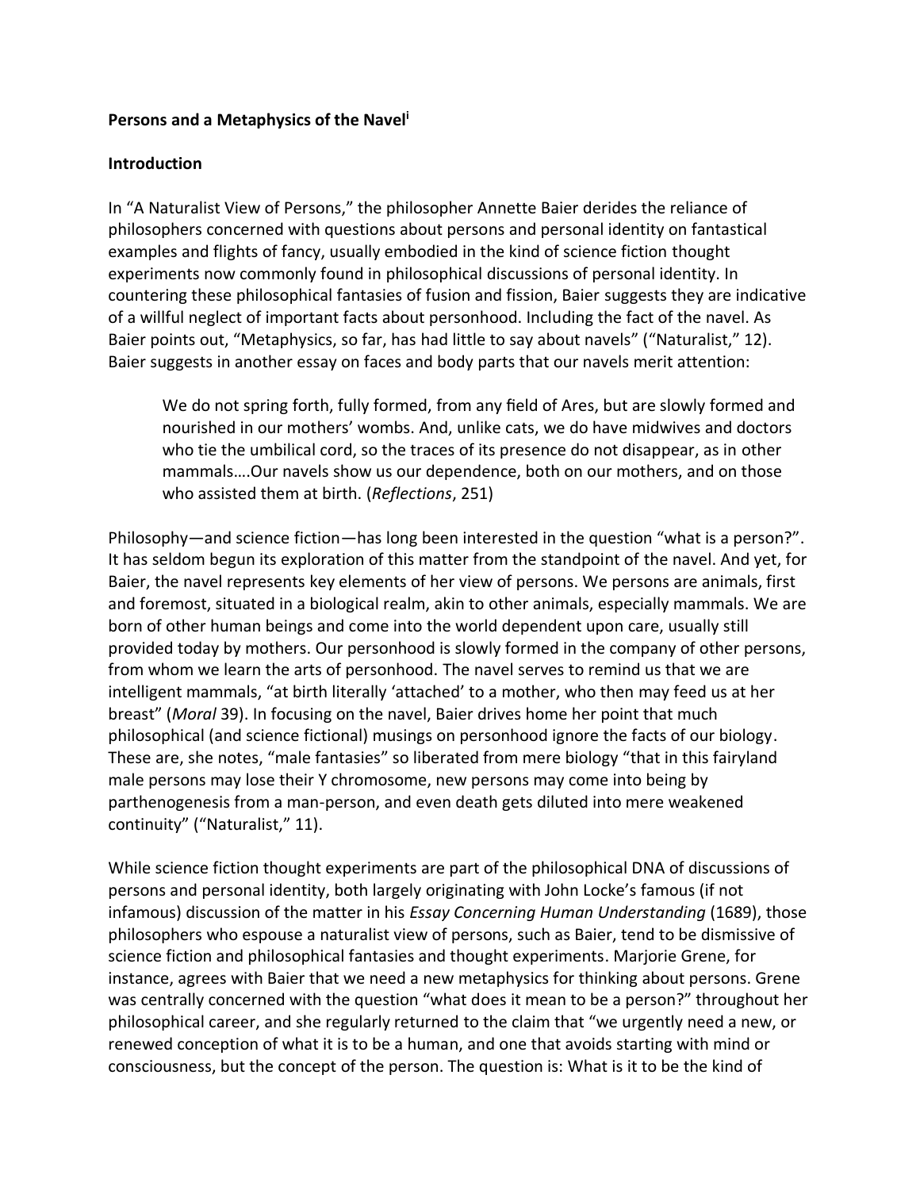**Persons and a Metaphysics of the Navel**[i]

**Introduction**

In "A Naturalist View of Persons," the philosopher Annette Baier derides the reliance of philosophers concerned with questions about persons and personal identity on fantastical examples and flights of fancy, usually embodied in the kind of science fiction thought experiments now commonly found in philosophical discussions of personal identity. In countering these philosophical fantasies of fusion and fission, Baier suggests they are indicative of a willful neglect of important facts about personhood. Including the fact of the navel. As Baier points out, "Metaphysics, so far, has had little to say about navels" ("Naturalist," 12). Baier suggests in another essay on faces and body parts that our navels merit attention:

> We do not spring forth, fully formed, from any field of Ares, but are slowly formed and nourished in our mothers' wombs. And, unlike cats, we do have midwives and doctors who tie the umbilical cord, so the traces of its presence do not disappear, as in other mammals….Our navels show us our dependence, both on our mothers, and on those who assisted them at birth. (*Reflections*, 251)

Philosophy—and science fiction—has long been interested in the question "what is a person?". It has seldom begun its exploration of this matter from the standpoint of the navel. And yet, for Baier, the navel represents key elements of her view of persons. We persons are animals, first and foremost, situated in a biological realm, akin to other animals, especially mammals. We are born of other human beings and come into the world dependent upon care, usually still provided today by mothers. Our personhood is slowly formed in the company of other persons, from whom we learn the arts of personhood. The navel serves to remind us that we are intelligent mammals, "at birth literally 'attached' to a mother, who then may feed us at her breast" (*Moral* 39). In focusing on the navel, Baier drives home her point that much philosophical (and science fictional) musings on personhood ignore the facts of our biology. These are, she notes, "male fantasies" so liberated from mere biology "that in this fairyland male persons may lose their Y chromosome, new persons may come into being by parthenogenesis from a man-person, and even death gets diluted into mere weakened continuity" ("Naturalist," 11).

While science fiction thought experiments are part of the philosophical DNA of discussions of persons and personal identity, both largely originating with John Locke's famous (if not infamous) discussion of the matter in his *Essay Concerning Human Understanding* (1689), those philosophers who espouse a naturalist view of persons, such as Baier, tend to be dismissive of science fiction and philosophical fantasies and thought experiments. Marjorie Grene, for instance, agrees with Baier that we need a new metaphysics for thinking about persons. Grene was centrally concerned with the question "what does it mean to be a person?" throughout her philosophical career, and she regularly returned to the claim that "we urgently need a new, or renewed conception of what it is to be a human, and one that avoids starting with mind or consciousness, but the concept of the person. The question is: What is it to be the kind of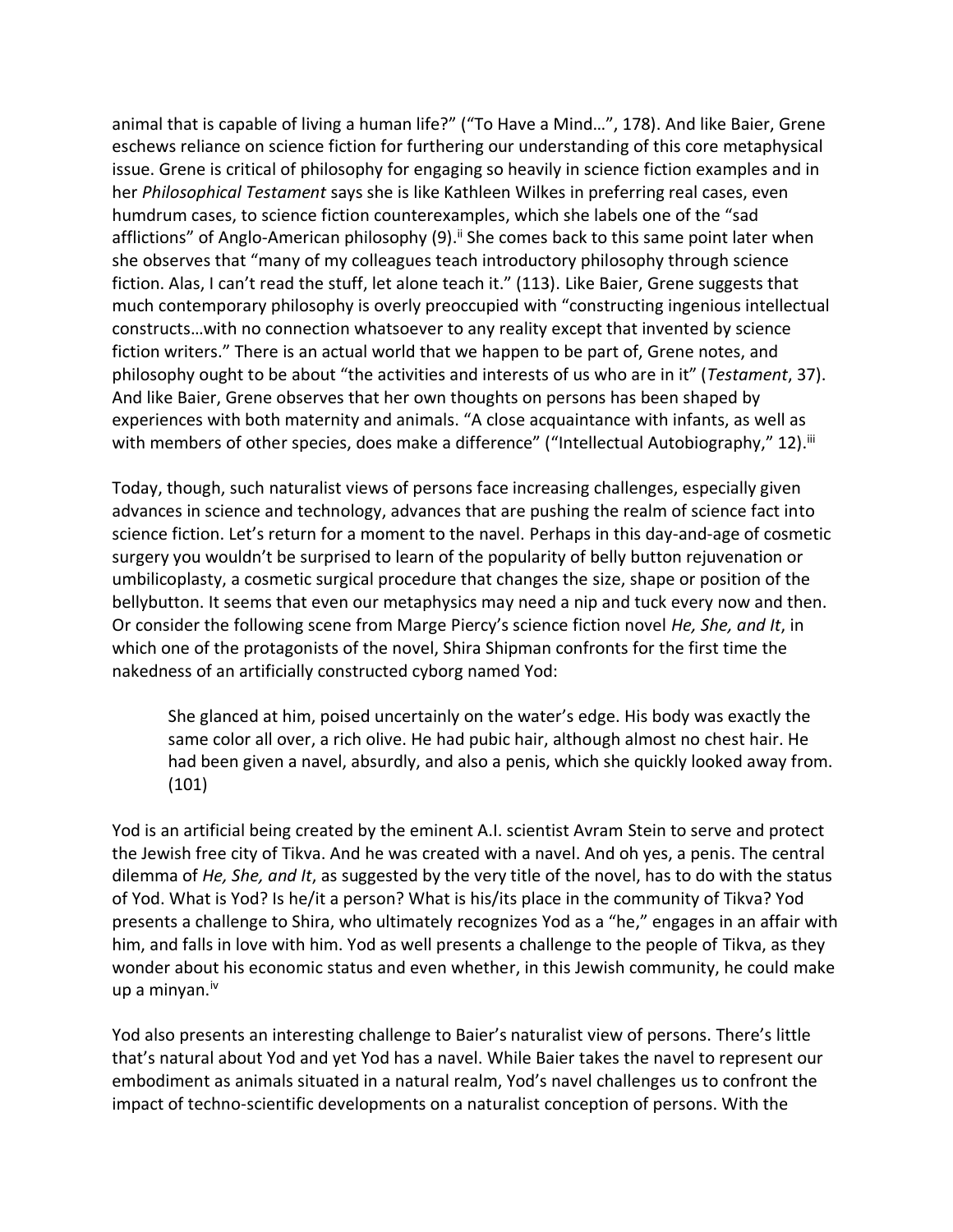animal that is capable of living a human life?" ("To Have a Mind…", 178). And like Baier, Grene eschews reliance on science fiction for furthering our understanding of this core metaphysical issue. Grene is critical of philosophy for engaging so heavily in science fiction examples and in her *Philosophical Testament* says she is like Kathleen Wilkes in preferring real cases, even humdrum cases, to science fiction counterexamples, which she labels one of the "sad afflictions" of Anglo-American philosophy (9).[ii] She comes back to this same point later when she observes that "many of my colleagues teach introductory philosophy through science fiction. Alas, I can't read the stuff, let alone teach it." (113). Like Baier, Grene suggests that much contemporary philosophy is overly preoccupied with "constructing ingenious intellectual constructs…with no connection whatsoever to any reality except that invented by science fiction writers." There is an actual world that we happen to be part of, Grene notes, and philosophy ought to be about "the activities and interests of us who are in it" (*Testament*, 37). And like Baier, Grene observes that her own thoughts on persons has been shaped by experiences with both maternity and animals. "A close acquaintance with infants, as well as with members of other species, does make a difference" ("Intellectual Autobiography," 12).[iii]

Today, though, such naturalist views of persons face increasing challenges, especially given advances in science and technology, advances that are pushing the realm of science fact into science fiction. Let's return for a moment to the navel. Perhaps in this day-and-age of cosmetic surgery you wouldn't be surprised to learn of the popularity of belly button rejuvenation or umbilicoplasty, a cosmetic surgical procedure that changes the size, shape or position of the bellybutton. It seems that even our metaphysics may need a nip and tuck every now and then. Or consider the following scene from Marge Piercy's science fiction novel *He, She, and It*, in which one of the protagonists of the novel, Shira Shipman confronts for the first time the nakedness of an artificially constructed cyborg named Yod:

> She glanced at him, poised uncertainly on the water's edge. His body was exactly the same color all over, a rich olive. He had pubic hair, although almost no chest hair. He had been given a navel, absurdly, and also a penis, which she quickly looked away from. (101)

Yod is an artificial being created by the eminent A.I. scientist Avram Stein to serve and protect the Jewish free city of Tikva. And he was created with a navel. And oh yes, a penis. The central dilemma of *He, She, and It*, as suggested by the very title of the novel, has to do with the status of Yod. What is Yod? Is he/it a person? What is his/its place in the community of Tikva? Yod presents a challenge to Shira, who ultimately recognizes Yod as a "he," engages in an affair with him, and falls in love with him. Yod as well presents a challenge to the people of Tikva, as they wonder about his economic status and even whether, in this Jewish community, he could make up a minyan.[iv]

Yod also presents an interesting challenge to Baier's naturalist view of persons. There's little that's natural about Yod and yet Yod has a navel. While Baier takes the navel to represent our embodiment as animals situated in a natural realm, Yod's navel challenges us to confront the impact of techno-scientific developments on a naturalist conception of persons. With the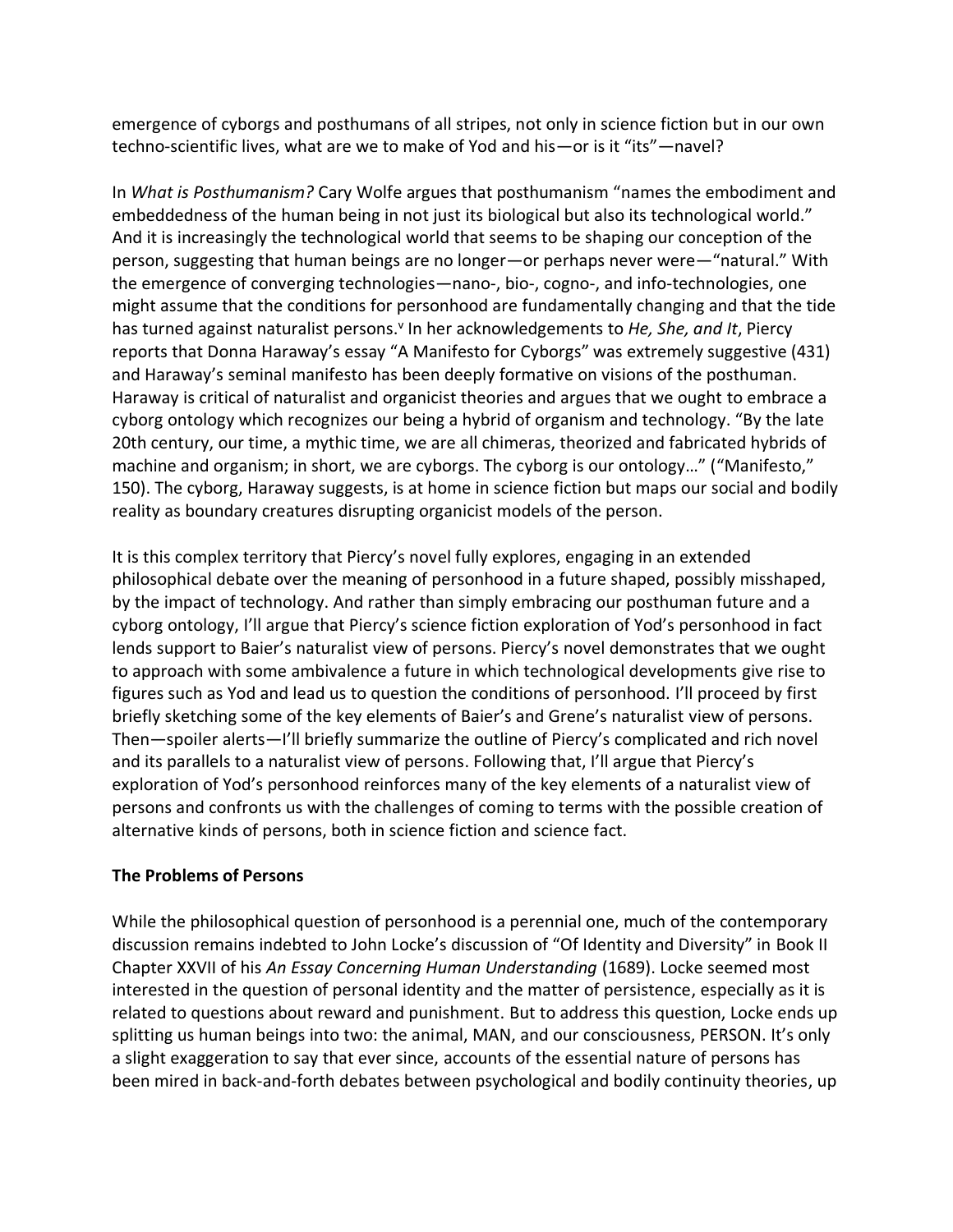emergence of cyborgs and posthumans of all stripes, not only in science fiction but in our own techno-scientific lives, what are we to make of Yod and his—or is it "its"—navel?

In *What is Posthumanism?* Cary Wolfe argues that posthumanism "names the embodiment and embeddedness of the human being in not just its biological but also its technological world." And it is increasingly the technological world that seems to be shaping our conception of the person, suggesting that human beings are no longer—or perhaps never were—"natural." With the emergence of converging technologies—nano-, bio-, cogno-, and info-technologies, one might assume that the conditions for personhood are fundamentally changing and that the tide has turned against naturalist persons.[v] In her acknowledgements to *He, She, and It*, Piercy reports that Donna Haraway's essay "A Manifesto for Cyborgs" was extremely suggestive (431) and Haraway's seminal manifesto has been deeply formative on visions of the posthuman. Haraway is critical of naturalist and organicist theories and argues that we ought to embrace a cyborg ontology which recognizes our being a hybrid of organism and technology. "By the late 20th century, our time, a mythic time, we are all chimeras, theorized and fabricated hybrids of machine and organism; in short, we are cyborgs. The cyborg is our ontology…" ("Manifesto," 150). The cyborg, Haraway suggests, is at home in science fiction but maps our social and bodily reality as boundary creatures disrupting organicist models of the person.

It is this complex territory that Piercy's novel fully explores, engaging in an extended philosophical debate over the meaning of personhood in a future shaped, possibly misshaped, by the impact of technology. And rather than simply embracing our posthuman future and a cyborg ontology, I'll argue that Piercy's science fiction exploration of Yod's personhood in fact lends support to Baier's naturalist view of persons. Piercy's novel demonstrates that we ought to approach with some ambivalence a future in which technological developments give rise to figures such as Yod and lead us to question the conditions of personhood. I'll proceed by first briefly sketching some of the key elements of Baier's and Grene's naturalist view of persons. Then—spoiler alerts—I'll briefly summarize the outline of Piercy's complicated and rich novel and its parallels to a naturalist view of persons. Following that, I'll argue that Piercy's exploration of Yod's personhood reinforces many of the key elements of a naturalist view of persons and confronts us with the challenges of coming to terms with the possible creation of alternative kinds of persons, both in science fiction and science fact.

## The Problems of Persons

While the philosophical question of personhood is a perennial one, much of the contemporary discussion remains indebted to John Locke's discussion of "Of Identity and Diversity" in Book II Chapter XXVII of his *An Essay Concerning Human Understanding* (1689). Locke seemed most interested in the question of personal identity and the matter of persistence, especially as it is related to questions about reward and punishment. But to address this question, Locke ends up splitting us human beings into two: the animal, MAN, and our consciousness, PERSON. It's only a slight exaggeration to say that ever since, accounts of the essential nature of persons has been mired in back-and-forth debates between psychological and bodily continuity theories, up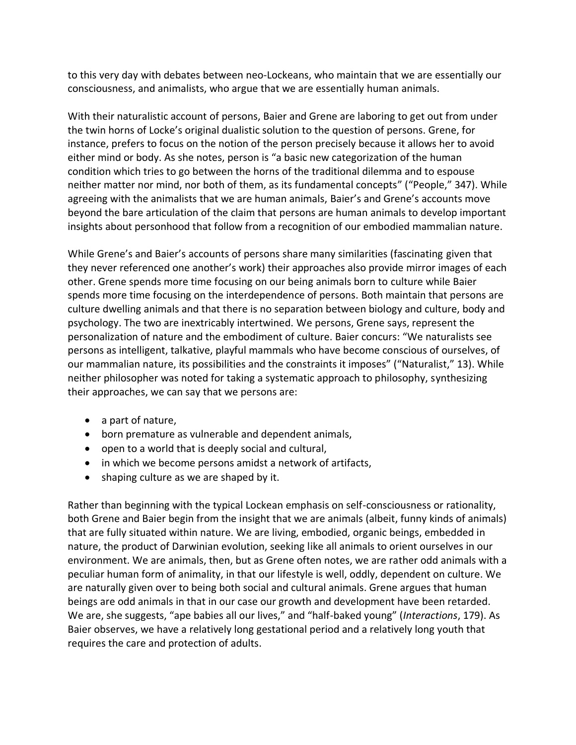to this very day with debates between neo-Lockeans, who maintain that we are essentially our consciousness, and animalists, who argue that we are essentially human animals.

With their naturalistic account of persons, Baier and Grene are laboring to get out from under the twin horns of Locke's original dualistic solution to the question of persons. Grene, for instance, prefers to focus on the notion of the person precisely because it allows her to avoid either mind or body. As she notes, person is "a basic new categorization of the human condition which tries to go between the horns of the traditional dilemma and to espouse neither matter nor mind, nor both of them, as its fundamental concepts" ("People," 347). While agreeing with the animalists that we are human animals, Baier's and Grene's accounts move beyond the bare articulation of the claim that persons are human animals to develop important insights about personhood that follow from a recognition of our embodied mammalian nature.

While Grene's and Baier's accounts of persons share many similarities (fascinating given that they never referenced one another's work) their approaches also provide mirror images of each other. Grene spends more time focusing on our being animals born to culture while Baier spends more time focusing on the interdependence of persons. Both maintain that persons are culture dwelling animals and that there is no separation between biology and culture, body and psychology. The two are inextricably intertwined. We persons, Grene says, represent the personalization of nature and the embodiment of culture. Baier concurs: "We naturalists see persons as intelligent, talkative, playful mammals who have become conscious of ourselves, of our mammalian nature, its possibilities and the constraints it imposes" ("Naturalist," 13). While neither philosopher was noted for taking a systematic approach to philosophy, synthesizing their approaches, we can say that we persons are:

- a part of nature,
- born premature as vulnerable and dependent animals,
- open to a world that is deeply social and cultural,
- in which we become persons amidst a network of artifacts,
- shaping culture as we are shaped by it.

Rather than beginning with the typical Lockean emphasis on self-consciousness or rationality, both Grene and Baier begin from the insight that we are animals (albeit, funny kinds of animals) that are fully situated within nature. We are living, embodied, organic beings, embedded in nature, the product of Darwinian evolution, seeking like all animals to orient ourselves in our environment. We are animals, then, but as Grene often notes, we are rather odd animals with a peculiar human form of animality, in that our lifestyle is well, oddly, dependent on culture. We are naturally given over to being both social and cultural animals. Grene argues that human beings are odd animals in that in our case our growth and development have been retarded. We are, she suggests, "ape babies all our lives," and "half-baked young" (*Interactions*, 179). As Baier observes, we have a relatively long gestational period and a relatively long youth that requires the care and protection of adults.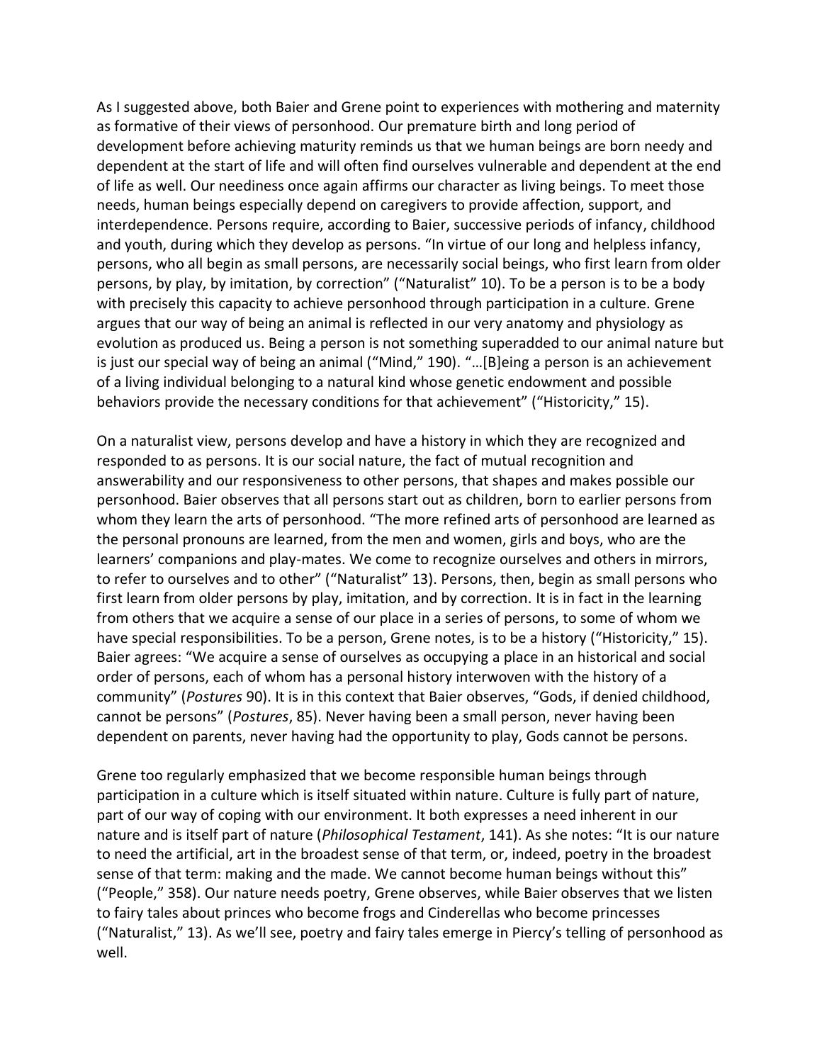As I suggested above, both Baier and Grene point to experiences with mothering and maternity as formative of their views of personhood. Our premature birth and long period of development before achieving maturity reminds us that we human beings are born needy and dependent at the start of life and will often find ourselves vulnerable and dependent at the end of life as well. Our neediness once again affirms our character as living beings. To meet those needs, human beings especially depend on caregivers to provide affection, support, and interdependence. Persons require, according to Baier, successive periods of infancy, childhood and youth, during which they develop as persons. "In virtue of our long and helpless infancy, persons, who all begin as small persons, are necessarily social beings, who first learn from older persons, by play, by imitation, by correction" ("Naturalist" 10). To be a person is to be a body with precisely this capacity to achieve personhood through participation in a culture. Grene argues that our way of being an animal is reflected in our very anatomy and physiology as evolution as produced us. Being a person is not something superadded to our animal nature but is just our special way of being an animal ("Mind," 190). "…[B]eing a person is an achievement of a living individual belonging to a natural kind whose genetic endowment and possible behaviors provide the necessary conditions for that achievement" ("Historicity," 15).

On a naturalist view, persons develop and have a history in which they are recognized and responded to as persons. It is our social nature, the fact of mutual recognition and answerability and our responsiveness to other persons, that shapes and makes possible our personhood. Baier observes that all persons start out as children, born to earlier persons from whom they learn the arts of personhood. "The more refined arts of personhood are learned as the personal pronouns are learned, from the men and women, girls and boys, who are the learners' companions and play-mates. We come to recognize ourselves and others in mirrors, to refer to ourselves and to other" ("Naturalist" 13). Persons, then, begin as small persons who first learn from older persons by play, imitation, and by correction. It is in fact in the learning from others that we acquire a sense of our place in a series of persons, to some of whom we have special responsibilities. To be a person, Grene notes, is to be a history ("Historicity," 15). Baier agrees: "We acquire a sense of ourselves as occupying a place in an historical and social order of persons, each of whom has a personal history interwoven with the history of a community" (*Postures* 90). It is in this context that Baier observes, "Gods, if denied childhood, cannot be persons" (*Postures*, 85). Never having been a small person, never having been dependent on parents, never having had the opportunity to play, Gods cannot be persons.

Grene too regularly emphasized that we become responsible human beings through participation in a culture which is itself situated within nature. Culture is fully part of nature, part of our way of coping with our environment. It both expresses a need inherent in our nature and is itself part of nature (*Philosophical Testament*, 141). As she notes: "It is our nature to need the artificial, art in the broadest sense of that term, or, indeed, poetry in the broadest sense of that term: making and the made. We cannot become human beings without this" ("People," 358). Our nature needs poetry, Grene observes, while Baier observes that we listen to fairy tales about princes who become frogs and Cinderellas who become princesses ("Naturalist," 13). As we'll see, poetry and fairy tales emerge in Piercy's telling of personhood as well.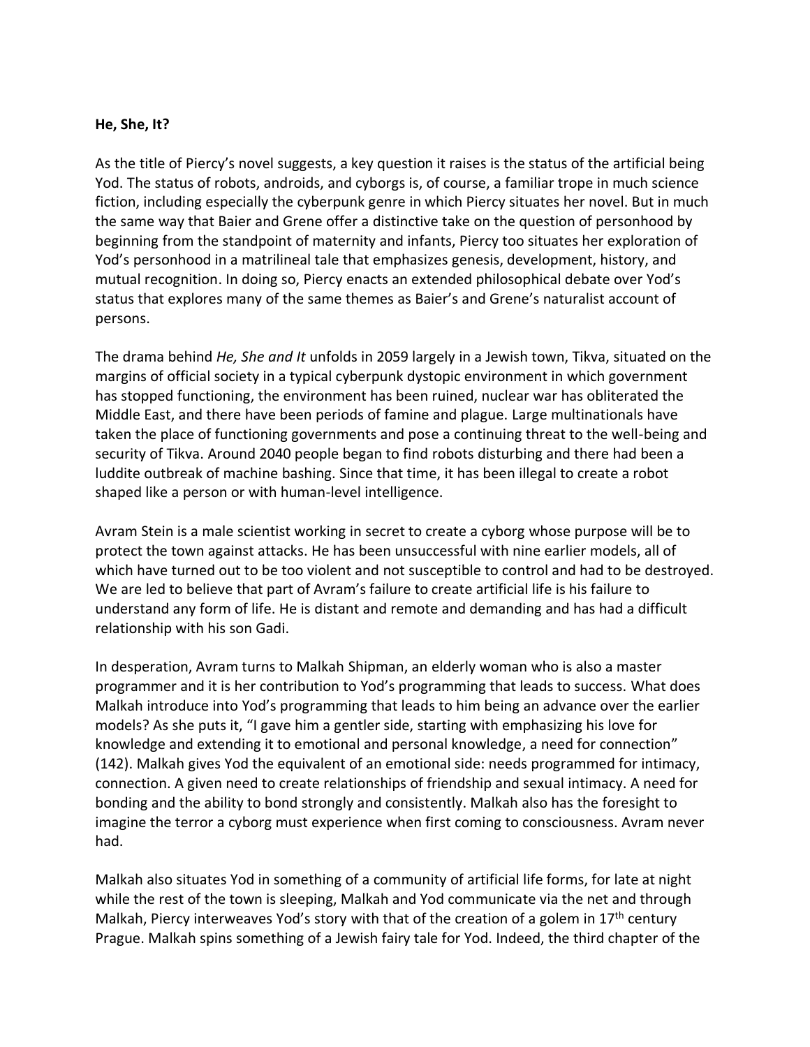**He, She, It?**

As the title of Piercy's novel suggests, a key question it raises is the status of the artificial being Yod. The status of robots, androids, and cyborgs is, of course, a familiar trope in much science fiction, including especially the cyberpunk genre in which Piercy situates her novel. But in much the same way that Baier and Grene offer a distinctive take on the question of personhood by beginning from the standpoint of maternity and infants, Piercy too situates her exploration of Yod's personhood in a matrilineal tale that emphasizes genesis, development, history, and mutual recognition. In doing so, Piercy enacts an extended philosophical debate over Yod's status that explores many of the same themes as Baier's and Grene's naturalist account of persons.

The drama behind *He, She and It* unfolds in 2059 largely in a Jewish town, Tikva, situated on the margins of official society in a typical cyberpunk dystopic environment in which government has stopped functioning, the environment has been ruined, nuclear war has obliterated the Middle East, and there have been periods of famine and plague. Large multinationals have taken the place of functioning governments and pose a continuing threat to the well-being and security of Tikva. Around 2040 people began to find robots disturbing and there had been a luddite outbreak of machine bashing. Since that time, it has been illegal to create a robot shaped like a person or with human-level intelligence.

Avram Stein is a male scientist working in secret to create a cyborg whose purpose will be to protect the town against attacks. He has been unsuccessful with nine earlier models, all of which have turned out to be too violent and not susceptible to control and had to be destroyed. We are led to believe that part of Avram's failure to create artificial life is his failure to understand any form of life. He is distant and remote and demanding and has had a difficult relationship with his son Gadi.

In desperation, Avram turns to Malkah Shipman, an elderly woman who is also a master programmer and it is her contribution to Yod's programming that leads to success. What does Malkah introduce into Yod's programming that leads to him being an advance over the earlier models? As she puts it, "I gave him a gentler side, starting with emphasizing his love for knowledge and extending it to emotional and personal knowledge, a need for connection" (142). Malkah gives Yod the equivalent of an emotional side: needs programmed for intimacy, connection. A given need to create relationships of friendship and sexual intimacy. A need for bonding and the ability to bond strongly and consistently. Malkah also has the foresight to imagine the terror a cyborg must experience when first coming to consciousness. Avram never had.

Malkah also situates Yod in something of a community of artificial life forms, for late at night while the rest of the town is sleeping, Malkah and Yod communicate via the net and through Malkah, Piercy interweaves Yod's story with that of the creation of a golem in 17th century Prague. Malkah spins something of a Jewish fairy tale for Yod. Indeed, the third chapter of the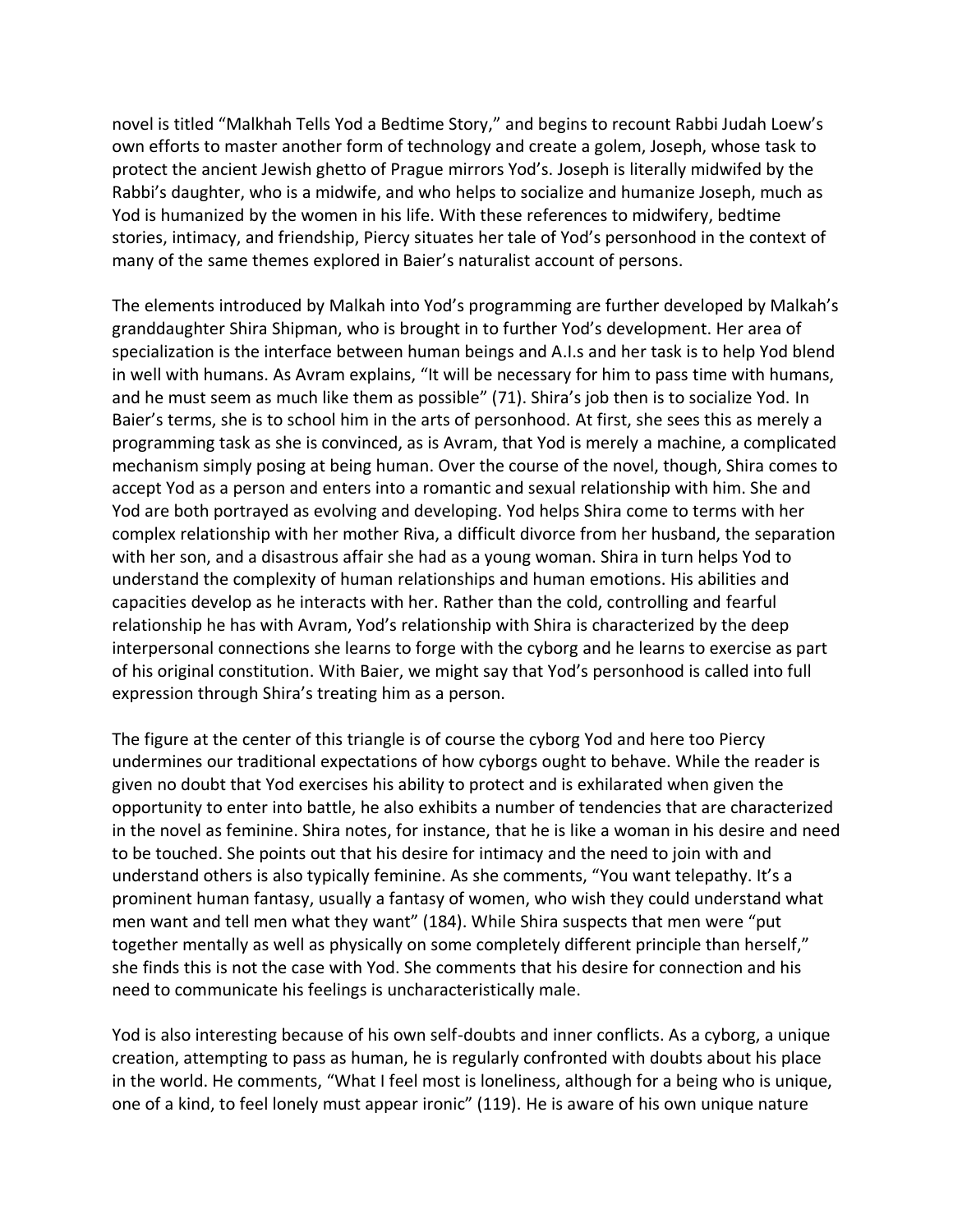novel is titled "Malkhah Tells Yod a Bedtime Story," and begins to recount Rabbi Judah Loew's own efforts to master another form of technology and create a golem, Joseph, whose task to protect the ancient Jewish ghetto of Prague mirrors Yod's. Joseph is literally midwifed by the Rabbi's daughter, who is a midwife, and who helps to socialize and humanize Joseph, much as Yod is humanized by the women in his life. With these references to midwifery, bedtime stories, intimacy, and friendship, Piercy situates her tale of Yod's personhood in the context of many of the same themes explored in Baier's naturalist account of persons.

The elements introduced by Malkah into Yod's programming are further developed by Malkah's granddaughter Shira Shipman, who is brought in to further Yod's development. Her area of specialization is the interface between human beings and A.I.s and her task is to help Yod blend in well with humans. As Avram explains, "It will be necessary for him to pass time with humans, and he must seem as much like them as possible" (71). Shira's job then is to socialize Yod. In Baier's terms, she is to school him in the arts of personhood. At first, she sees this as merely a programming task as she is convinced, as is Avram, that Yod is merely a machine, a complicated mechanism simply posing at being human. Over the course of the novel, though, Shira comes to accept Yod as a person and enters into a romantic and sexual relationship with him. She and Yod are both portrayed as evolving and developing. Yod helps Shira come to terms with her complex relationship with her mother Riva, a difficult divorce from her husband, the separation with her son, and a disastrous affair she had as a young woman. Shira in turn helps Yod to understand the complexity of human relationships and human emotions. His abilities and capacities develop as he interacts with her. Rather than the cold, controlling and fearful relationship he has with Avram, Yod's relationship with Shira is characterized by the deep interpersonal connections she learns to forge with the cyborg and he learns to exercise as part of his original constitution. With Baier, we might say that Yod's personhood is called into full expression through Shira's treating him as a person.

The figure at the center of this triangle is of course the cyborg Yod and here too Piercy undermines our traditional expectations of how cyborgs ought to behave. While the reader is given no doubt that Yod exercises his ability to protect and is exhilarated when given the opportunity to enter into battle, he also exhibits a number of tendencies that are characterized in the novel as feminine. Shira notes, for instance, that he is like a woman in his desire and need to be touched. She points out that his desire for intimacy and the need to join with and understand others is also typically feminine. As she comments, "You want telepathy. It's a prominent human fantasy, usually a fantasy of women, who wish they could understand what men want and tell men what they want" (184). While Shira suspects that men were "put together mentally as well as physically on some completely different principle than herself," she finds this is not the case with Yod. She comments that his desire for connection and his need to communicate his feelings is uncharacteristically male.

Yod is also interesting because of his own self-doubts and inner conflicts. As a cyborg, a unique creation, attempting to pass as human, he is regularly confronted with doubts about his place in the world. He comments, "What I feel most is loneliness, although for a being who is unique, one of a kind, to feel lonely must appear ironic" (119). He is aware of his own unique nature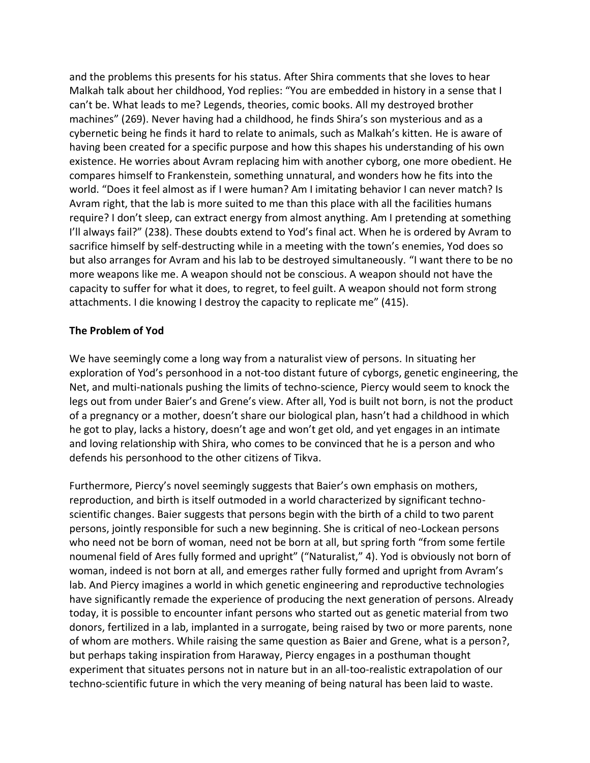and the problems this presents for his status. After Shira comments that she loves to hear Malkah talk about her childhood, Yod replies: "You are embedded in history in a sense that I can't be. What leads to me? Legends, theories, comic books. All my destroyed brother machines" (269). Never having had a childhood, he finds Shira's son mysterious and as a cybernetic being he finds it hard to relate to animals, such as Malkah's kitten. He is aware of having been created for a specific purpose and how this shapes his understanding of his own existence. He worries about Avram replacing him with another cyborg, one more obedient. He compares himself to Frankenstein, something unnatural, and wonders how he fits into the world. "Does it feel almost as if I were human? Am I imitating behavior I can never match? Is Avram right, that the lab is more suited to me than this place with all the facilities humans require? I don't sleep, can extract energy from almost anything. Am I pretending at something I'll always fail?" (238). These doubts extend to Yod's final act. When he is ordered by Avram to sacrifice himself by self-destructing while in a meeting with the town's enemies, Yod does so but also arranges for Avram and his lab to be destroyed simultaneously. "I want there to be no more weapons like me. A weapon should not be conscious. A weapon should not have the capacity to suffer for what it does, to regret, to feel guilt. A weapon should not form strong attachments. I die knowing I destroy the capacity to replicate me" (415).

**The Problem of Yod**

We have seemingly come a long way from a naturalist view of persons. In situating her exploration of Yod's personhood in a not-too distant future of cyborgs, genetic engineering, the Net, and multi-nationals pushing the limits of techno-science, Piercy would seem to knock the legs out from under Baier's and Grene's view. After all, Yod is built not born, is not the product of a pregnancy or a mother, doesn't share our biological plan, hasn't had a childhood in which he got to play, lacks a history, doesn't age and won't get old, and yet engages in an intimate and loving relationship with Shira, who comes to be convinced that he is a person and who defends his personhood to the other citizens of Tikva.

Furthermore, Piercy's novel seemingly suggests that Baier's own emphasis on mothers, reproduction, and birth is itself outmoded in a world characterized by significant techno-scientific changes. Baier suggests that persons begin with the birth of a child to two parent persons, jointly responsible for such a new beginning. She is critical of neo-Lockean persons who need not be born of woman, need not be born at all, but spring forth "from some fertile noumenal field of Ares fully formed and upright" ("Naturalist," 4). Yod is obviously not born of woman, indeed is not born at all, and emerges rather fully formed and upright from Avram's lab. And Piercy imagines a world in which genetic engineering and reproductive technologies have significantly remade the experience of producing the next generation of persons. Already today, it is possible to encounter infant persons who started out as genetic material from two donors, fertilized in a lab, implanted in a surrogate, being raised by two or more parents, none of whom are mothers. While raising the same question as Baier and Grene, what is a person?, but perhaps taking inspiration from Haraway, Piercy engages in a posthuman thought experiment that situates persons not in nature but in an all-too-realistic extrapolation of our techno-scientific future in which the very meaning of being natural has been laid to waste.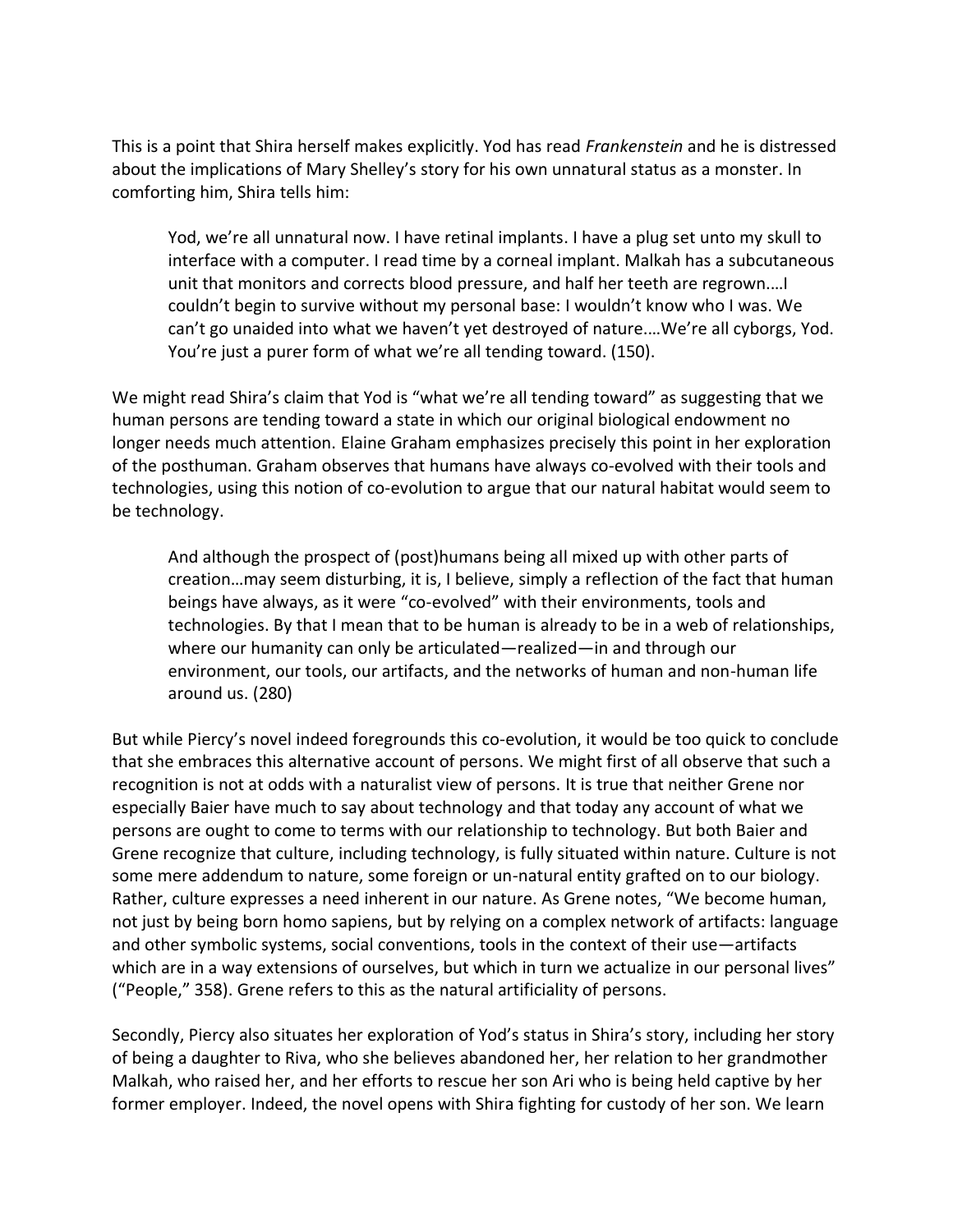This is a point that Shira herself makes explicitly. Yod has read *Frankenstein* and he is distressed about the implications of Mary Shelley's story for his own unnatural status as a monster. In comforting him, Shira tells him:

> Yod, we're all unnatural now. I have retinal implants. I have a plug set unto my skull to interface with a computer. I read time by a corneal implant. Malkah has a subcutaneous unit that monitors and corrects blood pressure, and half her teeth are regrown.…I couldn't begin to survive without my personal base: I wouldn't know who I was. We can't go unaided into what we haven't yet destroyed of nature.…We're all cyborgs, Yod. You're just a purer form of what we're all tending toward. (150).

We might read Shira's claim that Yod is "what we're all tending toward" as suggesting that we human persons are tending toward a state in which our original biological endowment no longer needs much attention. Elaine Graham emphasizes precisely this point in her exploration of the posthuman. Graham observes that humans have always co-evolved with their tools and technologies, using this notion of co-evolution to argue that our natural habitat would seem to be technology.

> And although the prospect of (post)humans being all mixed up with other parts of creation…may seem disturbing, it is, I believe, simply a reflection of the fact that human beings have always, as it were "co-evolved" with their environments, tools and technologies. By that I mean that to be human is already to be in a web of relationships, where our humanity can only be articulated—realized—in and through our environment, our tools, our artifacts, and the networks of human and non-human life around us. (280)

But while Piercy's novel indeed foregrounds this co-evolution, it would be too quick to conclude that she embraces this alternative account of persons. We might first of all observe that such a recognition is not at odds with a naturalist view of persons. It is true that neither Grene nor especially Baier have much to say about technology and that today any account of what we persons are ought to come to terms with our relationship to technology. But both Baier and Grene recognize that culture, including technology, is fully situated within nature. Culture is not some mere addendum to nature, some foreign or un-natural entity grafted on to our biology. Rather, culture expresses a need inherent in our nature. As Grene notes, "We become human, not just by being born homo sapiens, but by relying on a complex network of artifacts: language and other symbolic systems, social conventions, tools in the context of their use—artifacts which are in a way extensions of ourselves, but which in turn we actualize in our personal lives" ("People," 358). Grene refers to this as the natural artificiality of persons.

Secondly, Piercy also situates her exploration of Yod's status in Shira's story, including her story of being a daughter to Riva, who she believes abandoned her, her relation to her grandmother Malkah, who raised her, and her efforts to rescue her son Ari who is being held captive by her former employer. Indeed, the novel opens with Shira fighting for custody of her son. We learn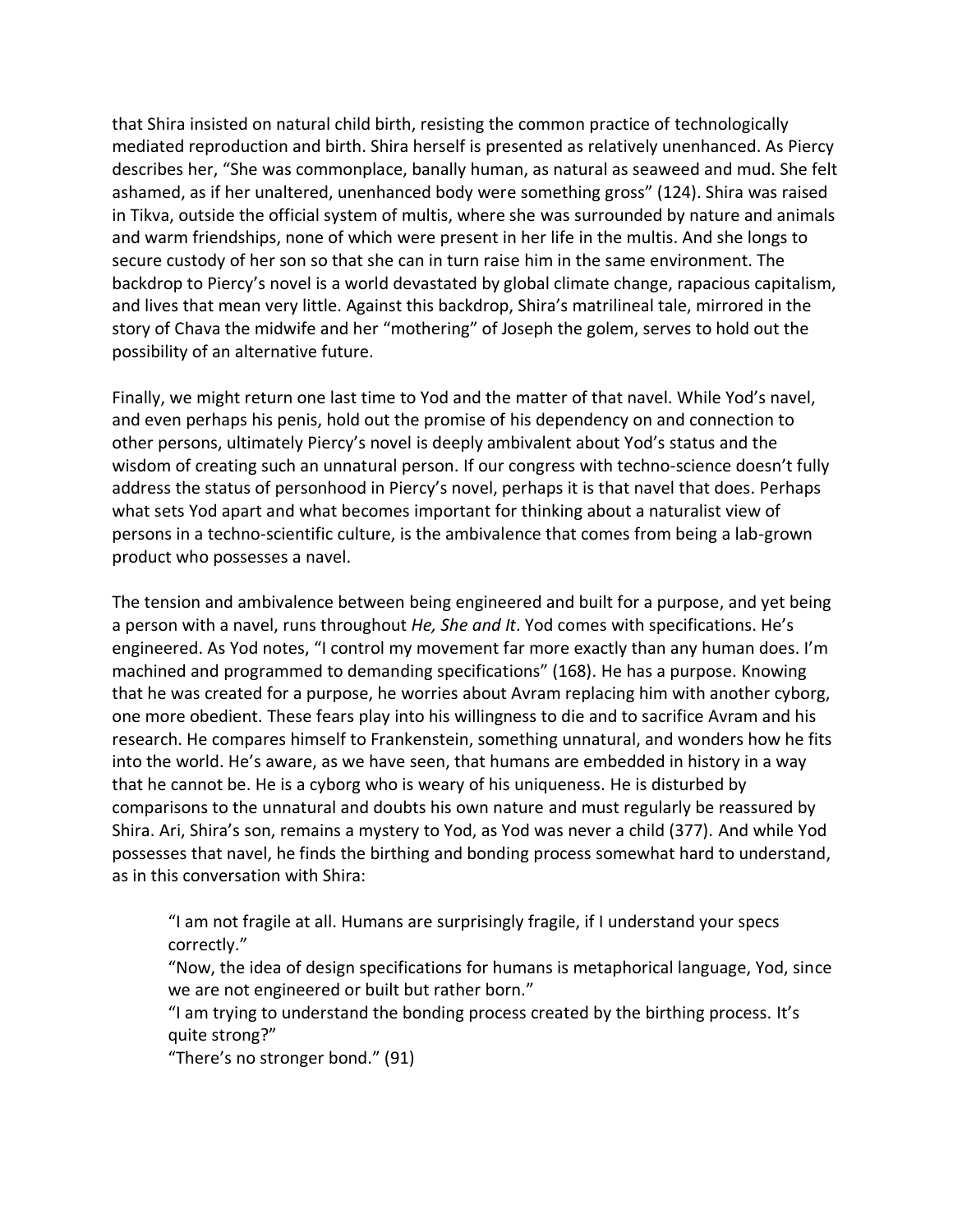that Shira insisted on natural child birth, resisting the common practice of technologically mediated reproduction and birth. Shira herself is presented as relatively unenhanced. As Piercy describes her, "She was commonplace, banally human, as natural as seaweed and mud. She felt ashamed, as if her unaltered, unenhanced body were something gross" (124). Shira was raised in Tikva, outside the official system of multis, where she was surrounded by nature and animals and warm friendships, none of which were present in her life in the multis. And she longs to secure custody of her son so that she can in turn raise him in the same environment. The backdrop to Piercy's novel is a world devastated by global climate change, rapacious capitalism, and lives that mean very little. Against this backdrop, Shira's matrilineal tale, mirrored in the story of Chava the midwife and her "mothering" of Joseph the golem, serves to hold out the possibility of an alternative future.

Finally, we might return one last time to Yod and the matter of that navel. While Yod's navel, and even perhaps his penis, hold out the promise of his dependency on and connection to other persons, ultimately Piercy's novel is deeply ambivalent about Yod's status and the wisdom of creating such an unnatural person. If our congress with techno-science doesn't fully address the status of personhood in Piercy's novel, perhaps it is that navel that does. Perhaps what sets Yod apart and what becomes important for thinking about a naturalist view of persons in a techno-scientific culture, is the ambivalence that comes from being a lab-grown product who possesses a navel.

The tension and ambivalence between being engineered and built for a purpose, and yet being a person with a navel, runs throughout *He, She and It*. Yod comes with specifications. He's engineered. As Yod notes, "I control my movement far more exactly than any human does. I'm machined and programmed to demanding specifications" (168). He has a purpose. Knowing that he was created for a purpose, he worries about Avram replacing him with another cyborg, one more obedient. These fears play into his willingness to die and to sacrifice Avram and his research. He compares himself to Frankenstein, something unnatural, and wonders how he fits into the world. He's aware, as we have seen, that humans are embedded in history in a way that he cannot be. He is a cyborg who is weary of his uniqueness. He is disturbed by comparisons to the unnatural and doubts his own nature and must regularly be reassured by Shira. Ari, Shira's son, remains a mystery to Yod, as Yod was never a child (377). And while Yod possesses that navel, he finds the birthing and bonding process somewhat hard to understand, as in this conversation with Shira:

> "I am not fragile at all. Humans are surprisingly fragile, if I understand your specs correctly."
> "Now, the idea of design specifications for humans is metaphorical language, Yod, since we are not engineered or built but rather born."
> "I am trying to understand the bonding process created by the birthing process. It's quite strong?"
> "There's no stronger bond." (91)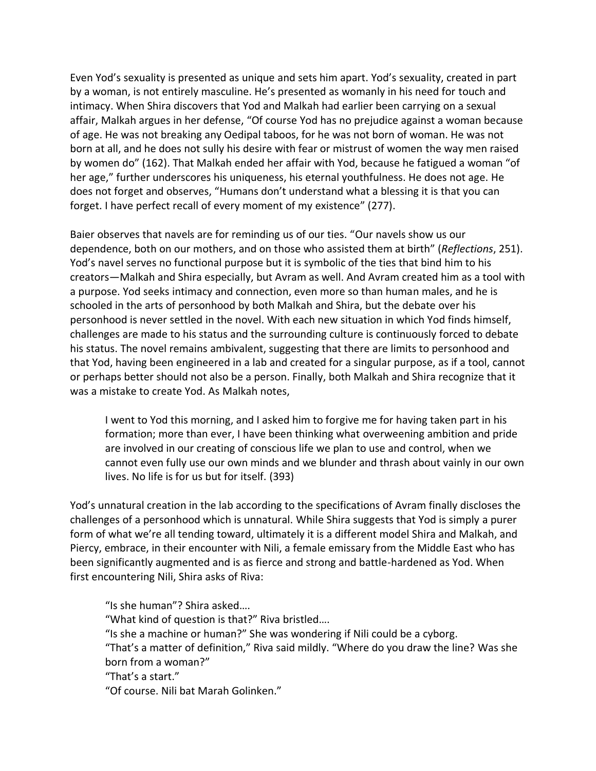Even Yod's sexuality is presented as unique and sets him apart. Yod's sexuality, created in part by a woman, is not entirely masculine. He's presented as womanly in his need for touch and intimacy. When Shira discovers that Yod and Malkah had earlier been carrying on a sexual affair, Malkah argues in her defense, "Of course Yod has no prejudice against a woman because of age. He was not breaking any Oedipal taboos, for he was not born of woman. He was not born at all, and he does not sully his desire with fear or mistrust of women the way men raised by women do" (162). That Malkah ended her affair with Yod, because he fatigued a woman "of her age," further underscores his uniqueness, his eternal youthfulness. He does not age. He does not forget and observes, "Humans don't understand what a blessing it is that you can forget. I have perfect recall of every moment of my existence" (277).

Baier observes that navels are for reminding us of our ties. "Our navels show us our dependence, both on our mothers, and on those who assisted them at birth" (*Reflections*, 251). Yod's navel serves no functional purpose but it is symbolic of the ties that bind him to his creators—Malkah and Shira especially, but Avram as well. And Avram created him as a tool with a purpose. Yod seeks intimacy and connection, even more so than human males, and he is schooled in the arts of personhood by both Malkah and Shira, but the debate over his personhood is never settled in the novel. With each new situation in which Yod finds himself, challenges are made to his status and the surrounding culture is continuously forced to debate his status. The novel remains ambivalent, suggesting that there are limits to personhood and that Yod, having been engineered in a lab and created for a singular purpose, as if a tool, cannot or perhaps better should not also be a person. Finally, both Malkah and Shira recognize that it was a mistake to create Yod. As Malkah notes,

> I went to Yod this morning, and I asked him to forgive me for having taken part in his formation; more than ever, I have been thinking what overweening ambition and pride are involved in our creating of conscious life we plan to use and control, when we cannot even fully use our own minds and we blunder and thrash about vainly in our own lives. No life is for us but for itself. (393)

Yod's unnatural creation in the lab according to the specifications of Avram finally discloses the challenges of a personhood which is unnatural. While Shira suggests that Yod is simply a purer form of what we're all tending toward, ultimately it is a different model Shira and Malkah, and Piercy, embrace, in their encounter with Nili, a female emissary from the Middle East who has been significantly augmented and is as fierce and strong and battle-hardened as Yod. When first encountering Nili, Shira asks of Riva:

> "Is she human"? Shira asked….
> "What kind of question is that?" Riva bristled….
> "Is she a machine or human?" She was wondering if Nili could be a cyborg.
> "That's a matter of definition," Riva said mildly. "Where do you draw the line? Was she born from a woman?"
> "That's a start."
> "Of course. Nili bat Marah Golinken."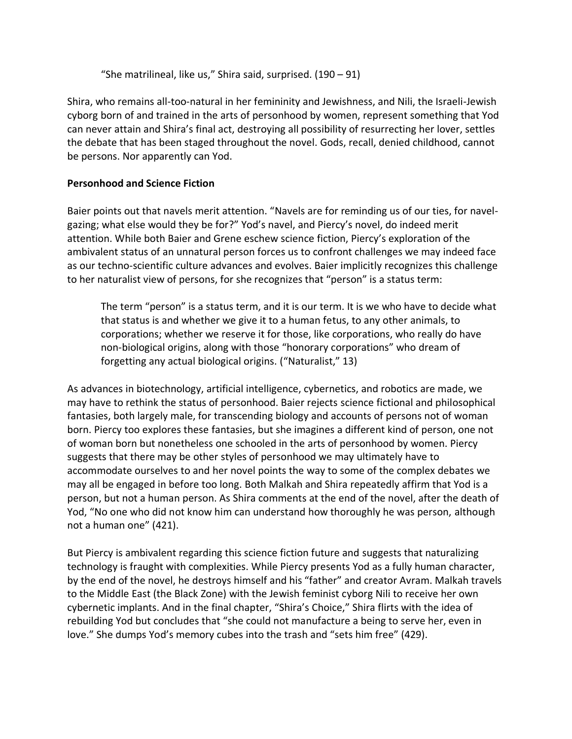> "She matrilineal, like us," Shira said, surprised. (190 – 91)

Shira, who remains all-too-natural in her femininity and Jewishness, and Nili, the Israeli-Jewish cyborg born of and trained in the arts of personhood by women, represent something that Yod can never attain and Shira's final act, destroying all possibility of resurrecting her lover, settles the debate that has been staged throughout the novel. Gods, recall, denied childhood, cannot be persons. Nor apparently can Yod.

**Personhood and Science Fiction**

Baier points out that navels merit attention. "Navels are for reminding us of our ties, for navel-gazing; what else would they be for?" Yod's navel, and Piercy's novel, do indeed merit attention. While both Baier and Grene eschew science fiction, Piercy's exploration of the ambivalent status of an unnatural person forces us to confront challenges we may indeed face as our techno-scientific culture advances and evolves. Baier implicitly recognizes this challenge to her naturalist view of persons, for she recognizes that "person" is a status term:

> The term "person" is a status term, and it is our term. It is we who have to decide what that status is and whether we give it to a human fetus, to any other animals, to corporations; whether we reserve it for those, like corporations, who really do have non-biological origins, along with those "honorary corporations" who dream of forgetting any actual biological origins. ("Naturalist," 13)

As advances in biotechnology, artificial intelligence, cybernetics, and robotics are made, we may have to rethink the status of personhood. Baier rejects science fictional and philosophical fantasies, both largely male, for transcending biology and accounts of persons not of woman born. Piercy too explores these fantasies, but she imagines a different kind of person, one not of woman born but nonetheless one schooled in the arts of personhood by women. Piercy suggests that there may be other styles of personhood we may ultimately have to accommodate ourselves to and her novel points the way to some of the complex debates we may all be engaged in before too long. Both Malkah and Shira repeatedly affirm that Yod is a person, but not a human person. As Shira comments at the end of the novel, after the death of Yod, "No one who did not know him can understand how thoroughly he was person, although not a human one" (421).

But Piercy is ambivalent regarding this science fiction future and suggests that naturalizing technology is fraught with complexities. While Piercy presents Yod as a fully human character, by the end of the novel, he destroys himself and his "father" and creator Avram. Malkah travels to the Middle East (the Black Zone) with the Jewish feminist cyborg Nili to receive her own cybernetic implants. And in the final chapter, "Shira's Choice," Shira flirts with the idea of rebuilding Yod but concludes that "she could not manufacture a being to serve her, even in love." She dumps Yod's memory cubes into the trash and "sets him free" (429).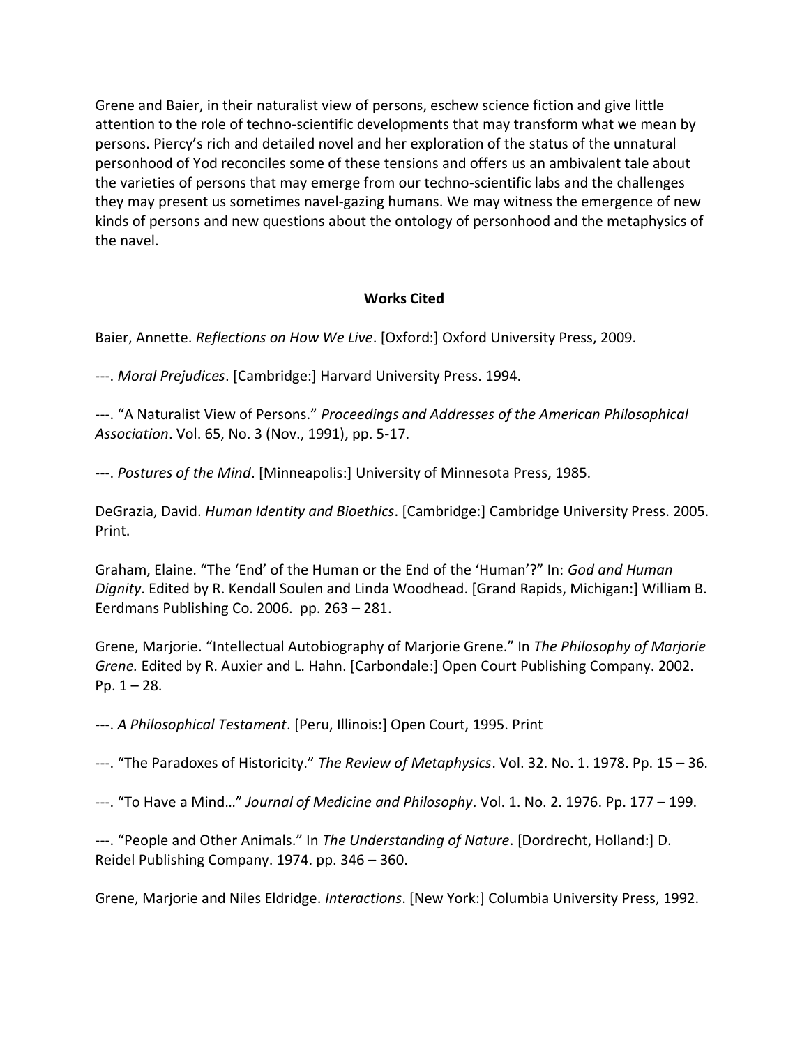Grene and Baier, in their naturalist view of persons, eschew science fiction and give little attention to the role of techno-scientific developments that may transform what we mean by persons. Piercy's rich and detailed novel and her exploration of the status of the unnatural personhood of Yod reconciles some of these tensions and offers us an ambivalent tale about the varieties of persons that may emerge from our techno-scientific labs and the challenges they may present us sometimes navel-gazing humans. We may witness the emergence of new kinds of persons and new questions about the ontology of personhood and the metaphysics of the navel.

## Works Cited

Baier, Annette. *Reflections on How We Live*. [Oxford:] Oxford University Press, 2009.

---. *Moral Prejudices*. [Cambridge:] Harvard University Press. 1994.

---. "A Naturalist View of Persons." *Proceedings and Addresses of the American Philosophical Association*. Vol. 65, No. 3 (Nov., 1991), pp. 5-17.

---. *Postures of the Mind*. [Minneapolis:] University of Minnesota Press, 1985.

DeGrazia, David. *Human Identity and Bioethics*. [Cambridge:] Cambridge University Press. 2005. Print.

Graham, Elaine. "The 'End' of the Human or the End of the 'Human'?" In: *God and Human Dignity*. Edited by R. Kendall Soulen and Linda Woodhead. [Grand Rapids, Michigan:] William B. Eerdmans Publishing Co. 2006. pp. 263 – 281.

Grene, Marjorie. "Intellectual Autobiography of Marjorie Grene." In *The Philosophy of Marjorie Grene.* Edited by R. Auxier and L. Hahn. [Carbondale:] Open Court Publishing Company. 2002. Pp. 1 – 28.

---. *A Philosophical Testament*. [Peru, Illinois:] Open Court, 1995. Print

---. "The Paradoxes of Historicity." *The Review of Metaphysics*. Vol. 32. No. 1. 1978. Pp. 15 – 36.

---. "To Have a Mind…" *Journal of Medicine and Philosophy*. Vol. 1. No. 2. 1976. Pp. 177 – 199.

---. "People and Other Animals." In *The Understanding of Nature*. [Dordrecht, Holland:] D. Reidel Publishing Company. 1974. pp. 346 – 360.

Grene, Marjorie and Niles Eldridge. *Interactions*. [New York:] Columbia University Press, 1992.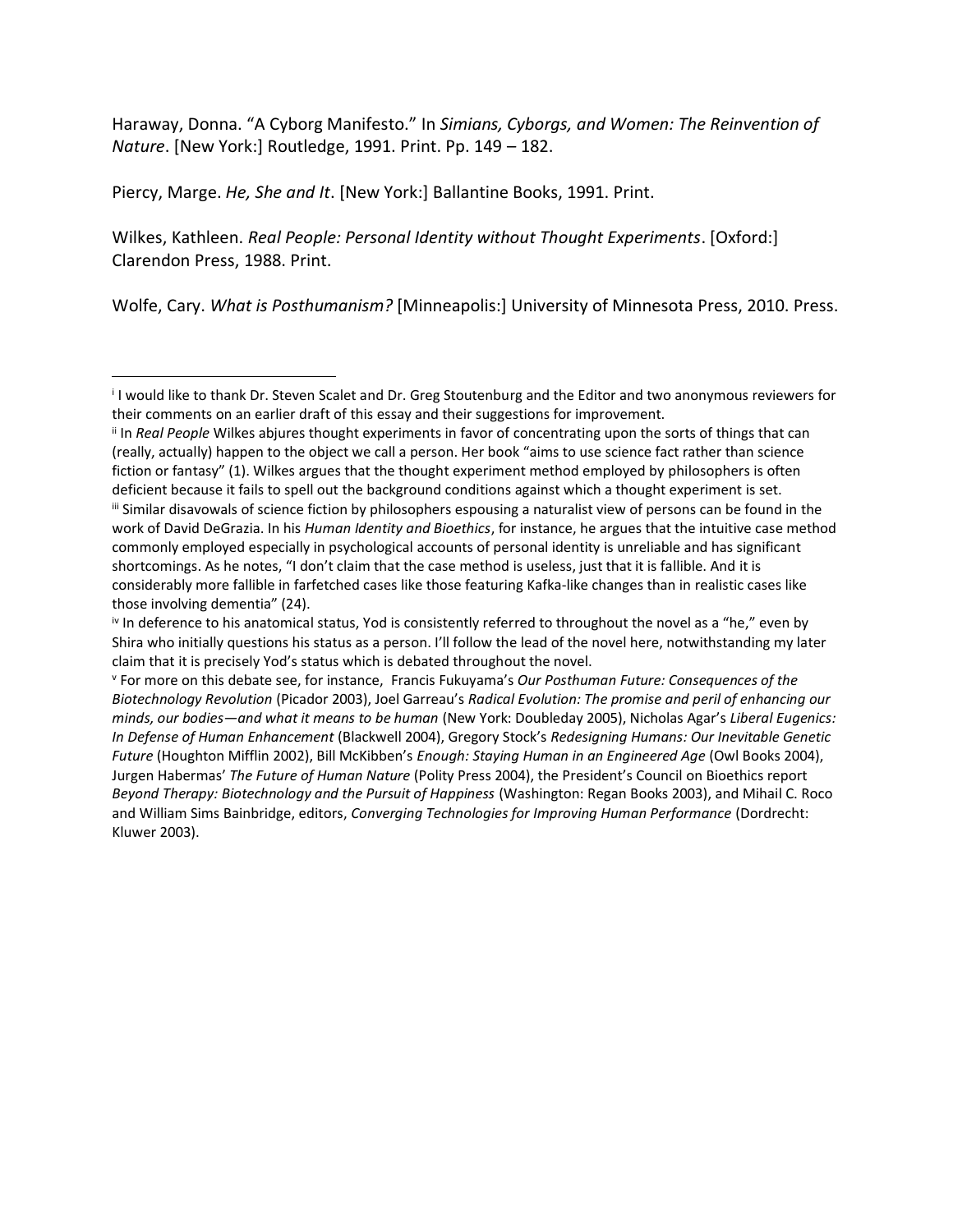Haraway, Donna. "A Cyborg Manifesto." In *Simians, Cyborgs, and Women: The Reinvention of Nature*. [New York:] Routledge, 1991. Print. Pp. 149 – 182.

Piercy, Marge. *He, She and It*. [New York:] Ballantine Books, 1991. Print.

Wilkes, Kathleen. *Real People: Personal Identity without Thought Experiments*. [Oxford:] Clarendon Press, 1988. Print.

Wolfe, Cary. *What is Posthumanism?* [Minneapolis:] University of Minnesota Press, 2010. Press.

---

[i] I would like to thank Dr. Steven Scalet and Dr. Greg Stoutenburg and the Editor and two anonymous reviewers for their comments on an earlier draft of this essay and their suggestions for improvement.

[ii] In *Real People* Wilkes abjures thought experiments in favor of concentrating upon the sorts of things that can (really, actually) happen to the object we call a person. Her book "aims to use science fact rather than science fiction or fantasy" (1). Wilkes argues that the thought experiment method employed by philosophers is often deficient because it fails to spell out the background conditions against which a thought experiment is set.

[iii] Similar disavowals of science fiction by philosophers espousing a naturalist view of persons can be found in the work of David DeGrazia. In his *Human Identity and Bioethics*, for instance, he argues that the intuitive case method commonly employed especially in psychological accounts of personal identity is unreliable and has significant shortcomings. As he notes, "I don't claim that the case method is useless, just that it is fallible. And it is considerably more fallible in farfetched cases like those featuring Kafka-like changes than in realistic cases like those involving dementia" (24).

[iv] In deference to his anatomical status, Yod is consistently referred to throughout the novel as a "he," even by Shira who initially questions his status as a person. I'll follow the lead of the novel here, notwithstanding my later claim that it is precisely Yod's status which is debated throughout the novel.

[v] For more on this debate see, for instance, Francis Fukuyama's *Our Posthuman Future: Consequences of the Biotechnology Revolution* (Picador 2003), Joel Garreau's *Radical Evolution: The promise and peril of enhancing our minds, our bodies—and what it means to be human* (New York: Doubleday 2005), Nicholas Agar's *Liberal Eugenics: In Defense of Human Enhancement* (Blackwell 2004), Gregory Stock's *Redesigning Humans: Our Inevitable Genetic Future* (Houghton Mifflin 2002), Bill McKibben's *Enough: Staying Human in an Engineered Age* (Owl Books 2004), Jurgen Habermas' *The Future of Human Nature* (Polity Press 2004), the President's Council on Bioethics report *Beyond Therapy: Biotechnology and the Pursuit of Happiness* (Washington: Regan Books 2003), and Mihail C. Roco and William Sims Bainbridge, editors, *Converging Technologies for Improving Human Performance* (Dordrecht: Kluwer 2003).